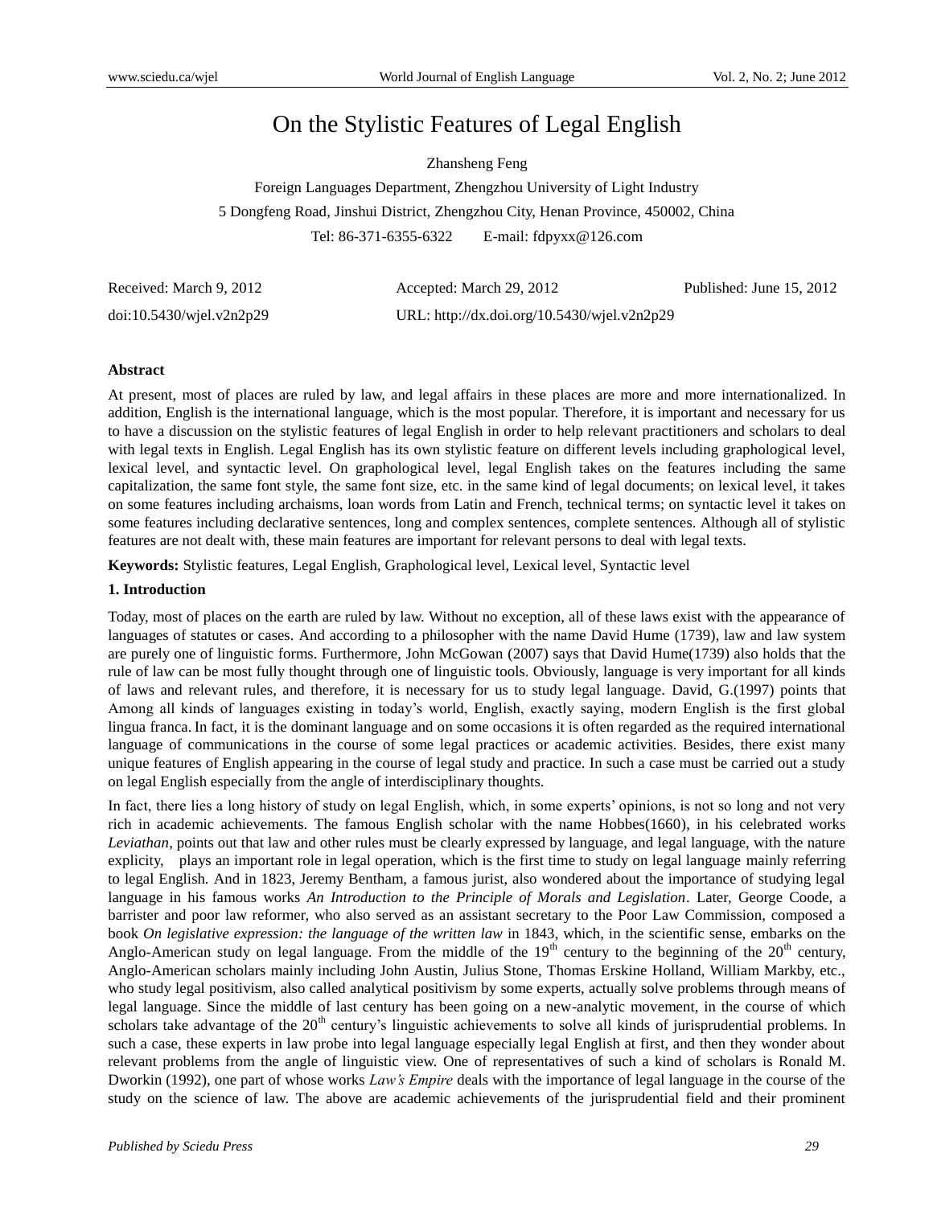# On the Stylistic Features of Legal English

Zhansheng Feng

Foreign Languages Department, Zhengzhou University of Light Industry

5 Dongfeng Road, Jinshui District, Zhengzhou City, Henan Province, 450002, China

Tel: 86-371-6355-6322 E-mail: fdpyxx@126.com

Received: March 9, 2012 Accepted: March 29, 2012 Published: June 15, 2012

doi:10.5430/wjel.v2n2p29 URL: http://dx.doi.org/10.5430/wjel.v2n2p29

## Abstract

At present, most of places are ruled by law, and legal affairs in these places are more and more internationalized. In addition, English is the international language, which is the most popular. Therefore, it is important and necessary for us to have a discussion on the stylistic features of legal English in order to help relevant practitioners and scholars to deal with legal texts in English. Legal English has its own stylistic feature on different levels including graphological level, lexical level, and syntactic level. On graphological level, legal English takes on the features including the same capitalization, the same font style, the same font size, etc. in the same kind of legal documents; on lexical level, it takes on some features including archaisms, loan words from Latin and French, technical terms; on syntactic level it takes on some features including declarative sentences, long and complex sentences, complete sentences. Although all of stylistic features are not dealt with, these main features are important for relevant persons to deal with legal texts.

**Keywords:** Stylistic features, Legal English, Graphological level, Lexical level, Syntactic level

## 1. Introduction

Today, most of places on the earth are ruled by law. Without no exception, all of these laws exist with the appearance of languages of statutes or cases. And according to a philosopher with the name David Hume (1739), law and law system are purely one of linguistic forms. Furthermore, John McGowan (2007) says that David Hume(1739) also holds that the rule of law can be most fully thought through one of linguistic tools. Obviously, language is very important for all kinds of laws and relevant rules, and therefore, it is necessary for us to study legal language. David, G.(1997) points that Among all kinds of languages existing in today's world, English, exactly saying, modern English is the first global lingua franca. In fact, it is the dominant language and on some occasions it is often regarded as the required international language of communications in the course of some legal practices or academic activities. Besides, there exist many unique features of English appearing in the course of legal study and practice. In such a case must be carried out a study on legal English especially from the angle of interdisciplinary thoughts.

In fact, there lies a long history of study on legal English, which, in some experts' opinions, is not so long and not very rich in academic achievements. The famous English scholar with the name Hobbes(1660), in his celebrated works *Leviathan*, points out that law and other rules must be clearly expressed by language, and legal language, with the nature explicity, plays an important role in legal operation, which is the first time to study on legal language mainly referring to legal English. And in 1823, Jeremy Bentham, a famous jurist, also wondered about the importance of studying legal language in his famous works *An Introduction to the Principle of Morals and Legislation*. Later, George Coode, a barrister and poor law reformer, who also served as an assistant secretary to the Poor Law Commission, composed a book *On legislative expression: the language of the written law* in 1843, which, in the scientific sense, embarks on the Anglo-American study on legal language. From the middle of the 19th century to the beginning of the 20th century, Anglo-American scholars mainly including John Austin, Julius Stone, Thomas Erskine Holland, William Markby, etc., who study legal positivism, also called analytical positivism by some experts, actually solve problems through means of legal language. Since the middle of last century has been going on a new-analytic movement, in the course of which scholars take advantage of the 20th century's linguistic achievements to solve all kinds of jurisprudential problems. In such a case, these experts in law probe into legal language especially legal English at first, and then they wonder about relevant problems from the angle of linguistic view. One of representatives of such a kind of scholars is Ronald M. Dworkin (1992), one part of whose works *Law's Empire* deals with the importance of legal language in the course of the study on the science of law. The above are academic achievements of the jurisprudential field and their prominent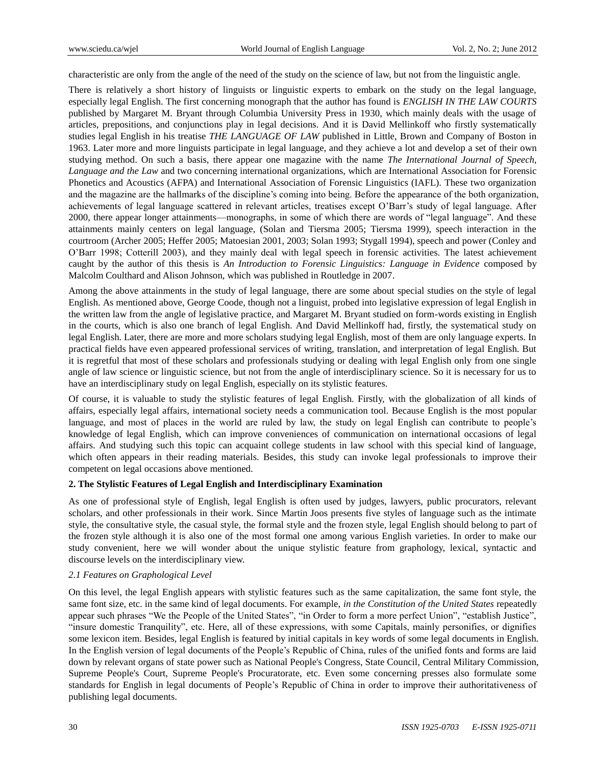characteristic are only from the angle of the need of the study on the science of law, but not from the linguistic angle.

There is relatively a short history of linguists or linguistic experts to embark on the study on the legal language, especially legal English. The first concerning monograph that the author has found is *ENGLISH IN THE LAW COURTS* published by Margaret M. Bryant through Columbia University Press in 1930, which mainly deals with the usage of articles, prepositions, and conjunctions play in legal decisions. And it is David Mellinkoff who firstly systematically studies legal English in his treatise *THE LANGUAGE OF LAW* published in Little, Brown and Company of Boston in 1963. Later more and more linguists participate in legal language, and they achieve a lot and develop a set of their own studying method. On such a basis, there appear one magazine with the name *The International Journal of Speech, Language and the Law* and two concerning international organizations, which are International Association for Forensic Phonetics and Acoustics (AFPA) and International Association of Forensic Linguistics (IAFL). These two organization and the magazine are the hallmarks of the discipline's coming into being. Before the appearance of the both organization, achievements of legal language scattered in relevant articles, treatises except O'Barr's study of legal language. After 2000, there appear longer attainments—monographs, in some of which there are words of "legal language". And these attainments mainly centers on legal language, (Solan and Tiersma 2005; Tiersma 1999), speech interaction in the courtroom (Archer 2005; Heffer 2005; Matoesian 2001, 2003; Solan 1993; Stygall 1994), speech and power (Conley and O'Barr 1998; Cotterill 2003), and they mainly deal with legal speech in forensic activities. The latest achievement caught by the author of this thesis is *An Introduction to Forensic Linguistics: Language in Evidence* composed by Malcolm Coulthard and Alison Johnson, which was published in Routledge in 2007.

Among the above attainments in the study of legal language, there are some about special studies on the style of legal English. As mentioned above, George Coode, though not a linguist, probed into legislative expression of legal English in the written law from the angle of legislative practice, and Margaret M. Bryant studied on form-words existing in English in the courts, which is also one branch of legal English. And David Mellinkoff had, firstly, the systematical study on legal English. Later, there are more and more scholars studying legal English, most of them are only language experts. In practical fields have even appeared professional services of writing, translation, and interpretation of legal English. But it is regretful that most of these scholars and professionals studying or dealing with legal English only from one single angle of law science or linguistic science, but not from the angle of interdisciplinary science. So it is necessary for us to have an interdisciplinary study on legal English, especially on its stylistic features.

Of course, it is valuable to study the stylistic features of legal English. Firstly, with the globalization of all kinds of affairs, especially legal affairs, international society needs a communication tool. Because English is the most popular language, and most of places in the world are ruled by law, the study on legal English can contribute to people's knowledge of legal English, which can improve conveniences of communication on international occasions of legal affairs. And studying such this topic can acquaint college students in law school with this special kind of language, which often appears in their reading materials. Besides, this study can invoke legal professionals to improve their competent on legal occasions above mentioned.

## 2. The Stylistic Features of Legal English and Interdisciplinary Examination

As one of professional style of English, legal English is often used by judges, lawyers, public procurators, relevant scholars, and other professionals in their work. Since Martin Joos presents five styles of language such as the intimate style, the consultative style, the casual style, the formal style and the frozen style, legal English should belong to part of the frozen style although it is also one of the most formal one among various English varieties. In order to make our study convenient, here we will wonder about the unique stylistic feature from graphology, lexical, syntactic and discourse levels on the interdisciplinary view.

### *2.1 Features on Graphological Level*

On this level, the legal English appears with stylistic features such as the same capitalization, the same font style, the same font size, etc. in the same kind of legal documents. For example, *in the Constitution of the United States* repeatedly appear such phrases "We the People of the United States", "in Order to form a more perfect Union", "establish Justice", "insure domestic Tranquility", etc. Here, all of these expressions, with some Capitals, mainly personifies, or dignifies some lexicon item. Besides, legal English is featured by initial capitals in key words of some legal documents in English. In the English version of legal documents of the People's Republic of China, rules of the unified fonts and forms are laid down by relevant organs of state power such as National People's Congress, State Council, Central Military Commission, Supreme People's Court, Supreme People's Procuratorate, etc. Even some concerning presses also formulate some standards for English in legal documents of People's Republic of China in order to improve their authoritativeness of publishing legal documents.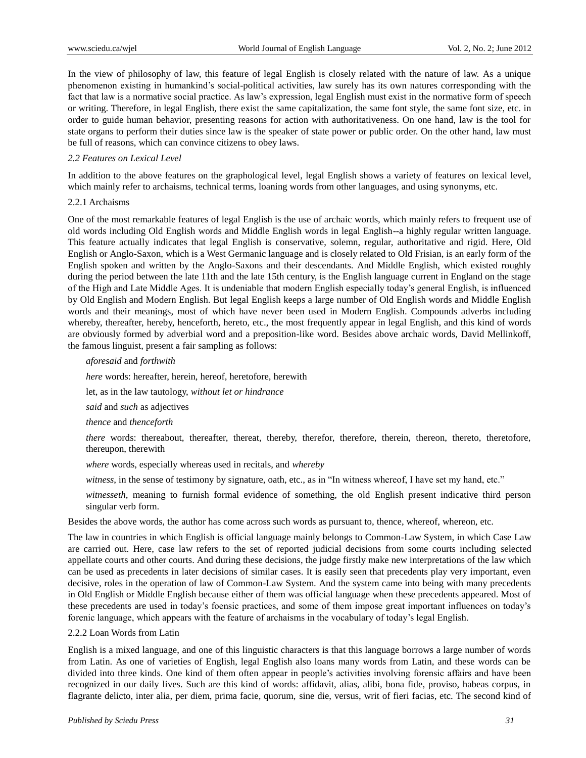In the view of philosophy of law, this feature of legal English is closely related with the nature of law. As a unique phenomenon existing in humankind's social-political activities, law surely has its own natures corresponding with the fact that law is a normative social practice. As law's expression, legal English must exist in the normative form of speech or writing. Therefore, in legal English, there exist the same capitalization, the same font style, the same font size, etc. in order to guide human behavior, presenting reasons for action with authoritativeness. On one hand, law is the tool for state organs to perform their duties since law is the speaker of state power or public order. On the other hand, law must be full of reasons, which can convince citizens to obey laws.

### *2.2 Features on Lexical Level*

In addition to the above features on the graphological level, legal English shows a variety of features on lexical level, which mainly refer to archaisms, technical terms, loaning words from other languages, and using synonyms, etc.

#### 2.2.1 Archaisms

One of the most remarkable features of legal English is the use of archaic words, which mainly refers to frequent use of old words including Old English words and Middle English words in legal English--a highly regular written language. This feature actually indicates that legal English is conservative, solemn, regular, authoritative and rigid. Here, Old English or Anglo-Saxon, which is a West Germanic language and is closely related to Old Frisian, is an early form of the English spoken and written by the Anglo-Saxons and their descendants. And Middle English, which existed roughly during the period between the late 11th and the late 15th century, is the English language current in England on the stage of the High and Late Middle Ages. It is undeniable that modern English especially today's general English, is influenced by Old English and Modern English. But legal English keeps a large number of Old English words and Middle English words and their meanings, most of which have never been used in Modern English. Compounds adverbs including whereby, thereafter, hereby, henceforth, hereto, etc., the most frequently appear in legal English, and this kind of words are obviously formed by adverbial word and a preposition-like word. Besides above archaic words, David Mellinkoff, the famous linguist, present a fair sampling as follows:

*aforesaid* and *forthwith*

*here* words: hereafter, herein, hereof, heretofore, herewith

let, as in the law tautology, *without let or hindrance*

*said* and *such* as adjectives

*thence* and *thenceforth*

*there* words: thereabout, thereafter, thereat, thereby, therefor, therefore, therein, thereon, thereto, theretofore, thereupon, therewith

*where* words, especially whereas used in recitals, and *whereby*

*witness*, in the sense of testimony by signature, oath, etc., as in "In witness whereof, I have set my hand, etc."

*witnesseth*, meaning to furnish formal evidence of something, the old English present indicative third person singular verb form.

Besides the above words, the author has come across such words as pursuant to, thence, whereof, whereon, etc.

The law in countries in which English is official language mainly belongs to Common-Law System, in which Case Law are carried out. Here, case law refers to the set of reported judicial decisions from some courts including selected appellate courts and other courts. And during these decisions, the judge firstly make new interpretations of the law which can be used as precedents in later decisions of similar cases. It is easily seen that precedents play very important, even decisive, roles in the operation of law of Common-Law System. And the system came into being with many precedents in Old English or Middle English because either of them was official language when these precedents appeared. Most of these precedents are used in today's foensic practices, and some of them impose great important influences on today's forenic language, which appears with the feature of archaisms in the vocabulary of today's legal English.

#### 2.2.2 Loan Words from Latin

English is a mixed language, and one of this linguistic characters is that this language borrows a large number of words from Latin. As one of varieties of English, legal English also loans many words from Latin, and these words can be divided into three kinds. One kind of them often appear in people's activities involving forensic affairs and have been recognized in our daily lives. Such are this kind of words: affidavit, alias, alibi, bona fide, proviso, habeas corpus, in flagrante delicto, inter alia, per diem, prima facie, quorum, sine die, versus, writ of fieri facias, etc. The second kind of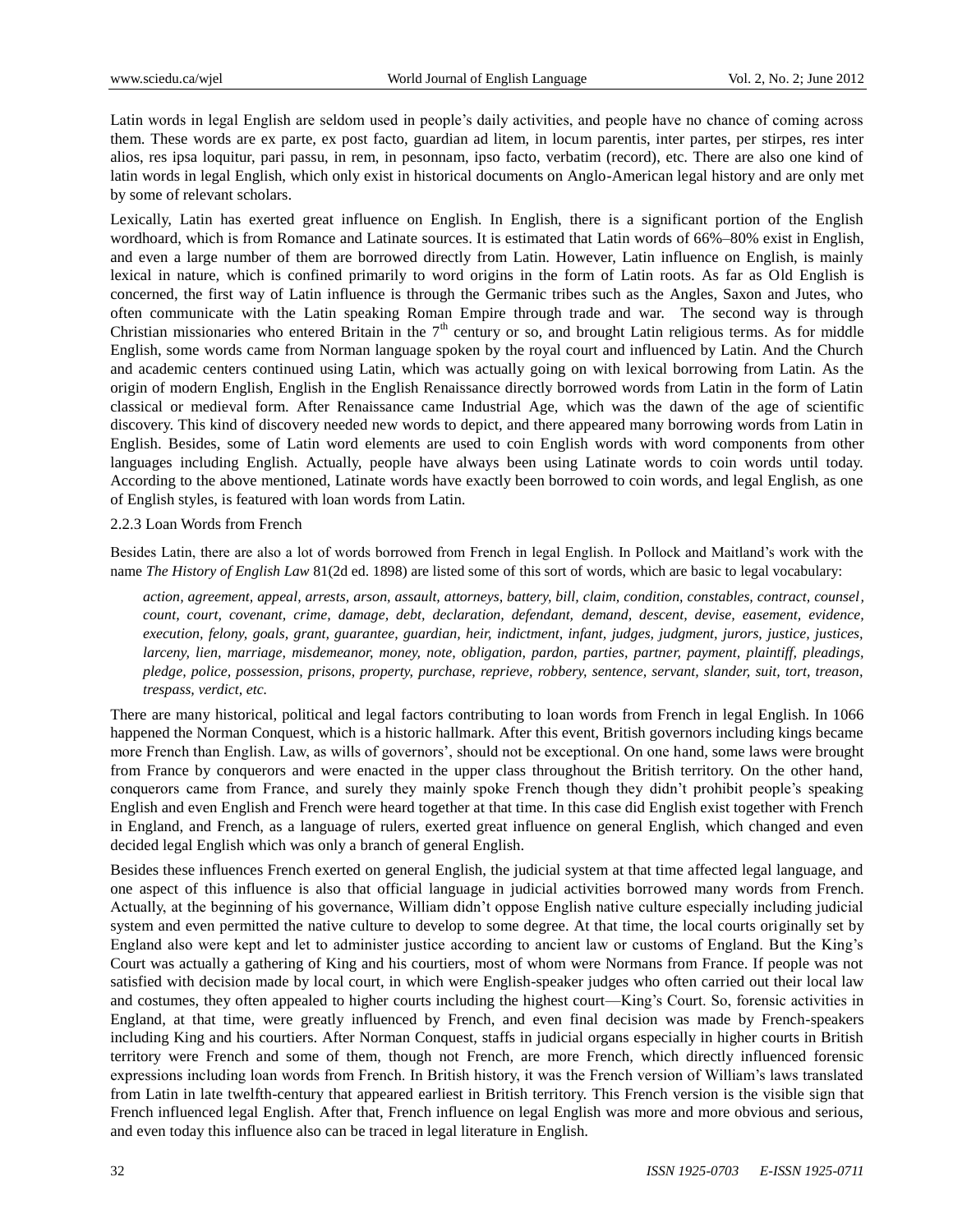Latin words in legal English are seldom used in people's daily activities, and people have no chance of coming across them. These words are ex parte, ex post facto, guardian ad litem, in locum parentis, inter partes, per stirpes, res inter alios, res ipsa loquitur, pari passu, in rem, in pesonnam, ipso facto, verbatim (record), etc. There are also one kind of latin words in legal English, which only exist in historical documents on Anglo-American legal history and are only met by some of relevant scholars.

Lexically, Latin has exerted great influence on English. In English, there is a significant portion of the English wordhoard, which is from Romance and Latinate sources. It is estimated that Latin words of 66%–80% exist in English, and even a large number of them are borrowed directly from Latin. However, Latin influence on English, is mainly lexical in nature, which is confined primarily to word origins in the form of Latin roots. As far as Old English is concerned, the first way of Latin influence is through the Germanic tribes such as the Angles, Saxon and Jutes, who often communicate with the Latin speaking Roman Empire through trade and war. The second way is through Christian missionaries who entered Britain in the 7th century or so, and brought Latin religious terms. As for middle English, some words came from Norman language spoken by the royal court and influenced by Latin. And the Church and academic centers continued using Latin, which was actually going on with lexical borrowing from Latin. As the origin of modern English, English in the English Renaissance directly borrowed words from Latin in the form of Latin classical or medieval form. After Renaissance came Industrial Age, which was the dawn of the age of scientific discovery. This kind of discovery needed new words to depict, and there appeared many borrowing words from Latin in English. Besides, some of Latin word elements are used to coin English words with word components from other languages including English. Actually, people have always been using Latinate words to coin words until today. According to the above mentioned, Latinate words have exactly been borrowed to coin words, and legal English, as one of English styles, is featured with loan words from Latin.

### 2.2.3 Loan Words from French

Besides Latin, there are also a lot of words borrowed from French in legal English. In Pollock and Maitland's work with the name *The History of English Law* 81(2d ed. 1898) are listed some of this sort of words, which are basic to legal vocabulary:

> *action, agreement, appeal, arrests, arson, assault, attorneys, battery, bill, claim, condition, constables, contract, counsel, count, court, covenant, crime, damage, debt, declaration, defendant, demand, descent, devise, easement, evidence, execution, felony, goals, grant, guarantee, guardian, heir, indictment, infant, judges, judgment, jurors, justice, justices, larceny, lien, marriage, misdemeanor, money, note, obligation, pardon, parties, partner, payment, plaintiff, pleadings, pledge, police, possession, prisons, property, purchase, reprieve, robbery, sentence, servant, slander, suit, tort, treason, trespass, verdict, etc.*

There are many historical, political and legal factors contributing to loan words from French in legal English. In 1066 happened the Norman Conquest, which is a historic hallmark. After this event, British governors including kings became more French than English. Law, as wills of governors', should not be exceptional. On one hand, some laws were brought from France by conquerors and were enacted in the upper class throughout the British territory. On the other hand, conquerors came from France, and surely they mainly spoke French though they didn't prohibit people's speaking English and even English and French were heard together at that time. In this case did English exist together with French in England, and French, as a language of rulers, exerted great influence on general English, which changed and even decided legal English which was only a branch of general English.

Besides these influences French exerted on general English, the judicial system at that time affected legal language, and one aspect of this influence is also that official language in judicial activities borrowed many words from French. Actually, at the beginning of his governance, William didn't oppose English native culture especially including judicial system and even permitted the native culture to develop to some degree. At that time, the local courts originally set by England also were kept and let to administer justice according to ancient law or customs of England. But the King's Court was actually a gathering of King and his courtiers, most of whom were Normans from France. If people was not satisfied with decision made by local court, in which were English-speaker judges who often carried out their local law and costumes, they often appealed to higher courts including the highest court—King's Court. So, forensic activities in England, at that time, were greatly influenced by French, and even final decision was made by French-speakers including King and his courtiers. After Norman Conquest, staffs in judicial organs especially in higher courts in British territory were French and some of them, though not French, are more French, which directly influenced forensic expressions including loan words from French. In British history, it was the French version of William's laws translated from Latin in late twelfth-century that appeared earliest in British territory. This French version is the visible sign that French influenced legal English. After that, French influence on legal English was more and more obvious and serious, and even today this influence also can be traced in legal literature in English.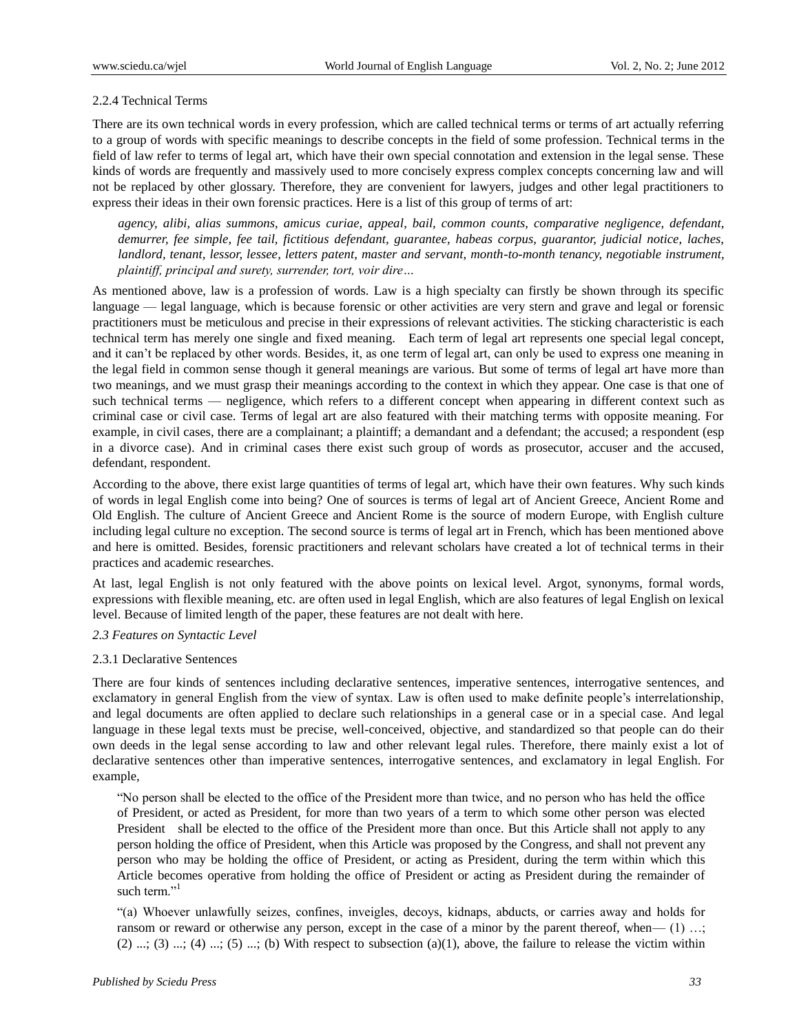2.2.4 Technical Terms

There are its own technical words in every profession, which are called technical terms or terms of art actually referring to a group of words with specific meanings to describe concepts in the field of some profession. Technical terms in the field of law refer to terms of legal art, which have their own special connotation and extension in the legal sense. These kinds of words are frequently and massively used to more concisely express complex concepts concerning law and will not be replaced by other glossary. Therefore, they are convenient for lawyers, judges and other legal practitioners to express their ideas in their own forensic practices. Here is a list of this group of terms of art:

> *agency, alibi, alias summons, amicus curiae, appeal, bail, common counts, comparative negligence, defendant, demurrer, fee simple, fee tail, fictitious defendant, guarantee, habeas corpus, guarantor, judicial notice, laches, landlord, tenant, lessor, lessee, letters patent, master and servant, month-to-month tenancy, negotiable instrument, plaintiff, principal and surety, surrender, tort, voir dire…*

As mentioned above, law is a profession of words. Law is a high specialty can firstly be shown through its specific language — legal language, which is because forensic or other activities are very stern and grave and legal or forensic practitioners must be meticulous and precise in their expressions of relevant activities. The sticking characteristic is each technical term has merely one single and fixed meaning. Each term of legal art represents one special legal concept, and it can't be replaced by other words. Besides, it, as one term of legal art, can only be used to express one meaning in the legal field in common sense though it general meanings are various. But some of terms of legal art have more than two meanings, and we must grasp their meanings according to the context in which they appear. One case is that one of such technical terms — negligence, which refers to a different concept when appearing in different context such as criminal case or civil case. Terms of legal art are also featured with their matching terms with opposite meaning. For example, in civil cases, there are a complainant; a plaintiff; a demandant and a defendant; the accused; a respondent (esp in a divorce case). And in criminal cases there exist such group of words as prosecutor, accuser and the accused, defendant, respondent.

According to the above, there exist large quantities of terms of legal art, which have their own features. Why such kinds of words in legal English come into being? One of sources is terms of legal art of Ancient Greece, Ancient Rome and Old English. The culture of Ancient Greece and Ancient Rome is the source of modern Europe, with English culture including legal culture no exception. The second source is terms of legal art in French, which has been mentioned above and here is omitted. Besides, forensic practitioners and relevant scholars have created a lot of technical terms in their practices and academic researches.

At last, legal English is not only featured with the above points on lexical level. Argot, synonyms, formal words, expressions with flexible meaning, etc. are often used in legal English, which are also features of legal English on lexical level. Because of limited length of the paper, these features are not dealt with here.

*2.3 Features on Syntactic Level*

2.3.1 Declarative Sentences

There are four kinds of sentences including declarative sentences, imperative sentences, interrogative sentences, and exclamatory in general English from the view of syntax. Law is often used to make definite people's interrelationship, and legal documents are often applied to declare such relationships in a general case or in a special case. And legal language in these legal texts must be precise, well-conceived, objective, and standardized so that people can do their own deeds in the legal sense according to law and other relevant legal rules. Therefore, there mainly exist a lot of declarative sentences other than imperative sentences, interrogative sentences, and exclamatory in legal English. For example,

> "No person shall be elected to the office of the President more than twice, and no person who has held the office of President, or acted as President, for more than two years of a term to which some other person was elected President shall be elected to the office of the President more than once. But this Article shall not apply to any person holding the office of President, when this Article was proposed by the Congress, and shall not prevent any person who may be holding the office of President, or acting as President, during the term within which this Article becomes operative from holding the office of President or acting as President during the remainder of such term."[1]

> "(a) Whoever unlawfully seizes, confines, inveigles, decoys, kidnaps, abducts, or carries away and holds for ransom or reward or otherwise any person, except in the case of a minor by the parent thereof, when— (1) …; (2) ...; (3) ...; (4) ...; (5) ...; (b) With respect to subsection (a)(1), above, the failure to release the victim within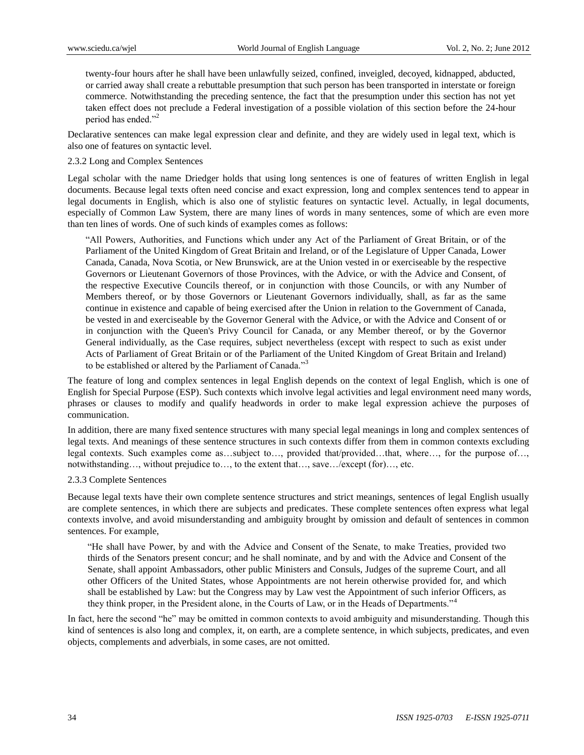twenty-four hours after he shall have been unlawfully seized, confined, inveigled, decoyed, kidnapped, abducted, or carried away shall create a rebuttable presumption that such person has been transported in interstate or foreign commerce. Notwithstanding the preceding sentence, the fact that the presumption under this section has not yet taken effect does not preclude a Federal investigation of a possible violation of this section before the 24-hour period has ended."[2]

Declarative sentences can make legal expression clear and definite, and they are widely used in legal text, which is also one of features on syntactic level.

### 2.3.2 Long and Complex Sentences

Legal scholar with the name Driedger holds that using long sentences is one of features of written English in legal documents. Because legal texts often need concise and exact expression, long and complex sentences tend to appear in legal documents in English, which is also one of stylistic features on syntactic level. Actually, in legal documents, especially of Common Law System, there are many lines of words in many sentences, some of which are even more than ten lines of words. One of such kinds of examples comes as follows:

> "All Powers, Authorities, and Functions which under any Act of the Parliament of Great Britain, or of the Parliament of the United Kingdom of Great Britain and Ireland, or of the Legislature of Upper Canada, Lower Canada, Canada, Nova Scotia, or New Brunswick, are at the Union vested in or exerciseable by the respective Governors or Lieutenant Governors of those Provinces, with the Advice, or with the Advice and Consent, of the respective Executive Councils thereof, or in conjunction with those Councils, or with any Number of Members thereof, or by those Governors or Lieutenant Governors individually, shall, as far as the same continue in existence and capable of being exercised after the Union in relation to the Government of Canada, be vested in and exerciseable by the Governor General with the Advice, or with the Advice and Consent of or in conjunction with the Queen's Privy Council for Canada, or any Member thereof, or by the Governor General individually, as the Case requires, subject nevertheless (except with respect to such as exist under Acts of Parliament of Great Britain or of the Parliament of the United Kingdom of Great Britain and Ireland) to be established or altered by the Parliament of Canada."[3]

The feature of long and complex sentences in legal English depends on the context of legal English, which is one of English for Special Purpose (ESP). Such contexts which involve legal activities and legal environment need many words, phrases or clauses to modify and qualify headwords in order to make legal expression achieve the purposes of communication.

In addition, there are many fixed sentence structures with many special legal meanings in long and complex sentences of legal texts. And meanings of these sentence structures in such contexts differ from them in common contexts excluding legal contexts. Such examples come as…subject to…, provided that/provided…that, where…, for the purpose of…, notwithstanding…, without prejudice to…, to the extent that…, save…/except (for)…, etc.

### 2.3.3 Complete Sentences

Because legal texts have their own complete sentence structures and strict meanings, sentences of legal English usually are complete sentences, in which there are subjects and predicates. These complete sentences often express what legal contexts involve, and avoid misunderstanding and ambiguity brought by omission and default of sentences in common sentences. For example,

> "He shall have Power, by and with the Advice and Consent of the Senate, to make Treaties, provided two thirds of the Senators present concur; and he shall nominate, and by and with the Advice and Consent of the Senate, shall appoint Ambassadors, other public Ministers and Consuls, Judges of the supreme Court, and all other Officers of the United States, whose Appointments are not herein otherwise provided for, and which shall be established by Law: but the Congress may by Law vest the Appointment of such inferior Officers, as they think proper, in the President alone, in the Courts of Law, or in the Heads of Departments."[4]

In fact, here the second "he" may be omitted in common contexts to avoid ambiguity and misunderstanding. Though this kind of sentences is also long and complex, it, on earth, are a complete sentence, in which subjects, predicates, and even objects, complements and adverbials, in some cases, are not omitted.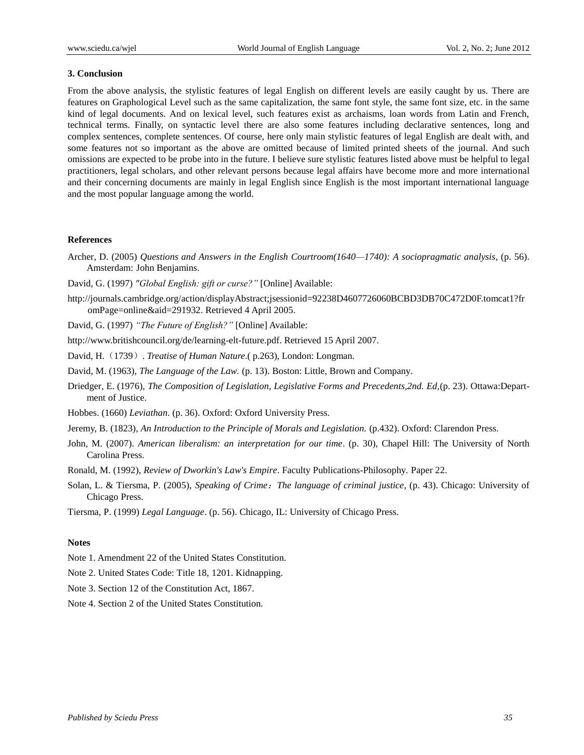### 3. Conclusion

From the above analysis, the stylistic features of legal English on different levels are easily caught by us. There are features on Graphological Level such as the same capitalization, the same font style, the same font size, etc. in the same kind of legal documents. And on lexical level, such features exist as archaisms, loan words from Latin and French, technical terms. Finally, on syntactic level there are also some features including declarative sentences, long and complex sentences, complete sentences. Of course, here only main stylistic features of legal English are dealt with, and some features not so important as the above are omitted because of limited printed sheets of the journal. And such omissions are expected to be probe into in the future. I believe sure stylistic features listed above must be helpful to legal practitioners, legal scholars, and other relevant persons because legal affairs have become more and more international and their concerning documents are mainly in legal English since English is the most important international language and the most popular language among the world.

### References

Archer, D. (2005) *Questions and Answers in the English Courtroom(1640—1740): A sociopragmatic analysis*, (p. 56). Amsterdam: John Benjamins.

David, G. (1997) *"Global English: gift or curse?"* [Online] Available:

http://journals.cambridge.org/action/displayAbstract;jsessionid=92238D4607726060BCBD3DB70C472D0F.tomcat1?fromPage=online&aid=291932. Retrieved 4 April 2005.

David, G. (1997) *"The Future of English?"* [Online] Available:

http://www.britishcouncil.org/de/learning-elt-future.pdf. Retrieved 15 April 2007.

David, H.（1739）. *Treatise of Human Nature*.( p.263), London: Longman.

David, M. (1963), *The Language of the Law.* (p. 13). Boston: Little, Brown and Company.

Driedger, E. (1976), *The Composition of Legislation, Legislative Forms and Precedents,2nd. Ed,*(p. 23). Ottawa:Department of Justice.

Hobbes. (1660) *Leviathan*. (p. 36). Oxford: Oxford University Press.

Jeremy, B. (1823), *An Introduction to the Principle of Morals and Legislation.* (p.432). Oxford: Clarendon Press.

John, M. (2007). *American liberalism: an interpretation for our time*. (p. 30), Chapel Hill: The University of North Carolina Press.

Ronald, M. (1992), *Review of Dworkin's Law's Empire*. Faculty Publications-Philosophy. Paper 22.

Solan, L. & Tiersma, P. (2005), *Speaking of Crime：The language of criminal justice*, (p. 43). Chicago: University of Chicago Press.

Tiersma, P. (1999) *Legal Language*. (p. 56). Chicago, IL: University of Chicago Press.

### Notes

Note 1. Amendment 22 of the United States Constitution.

Note 2. United States Code: Title 18, 1201. Kidnapping.

Note 3. Section 12 of the Constitution Act, 1867.

Note 4. Section 2 of the United States Constitution.